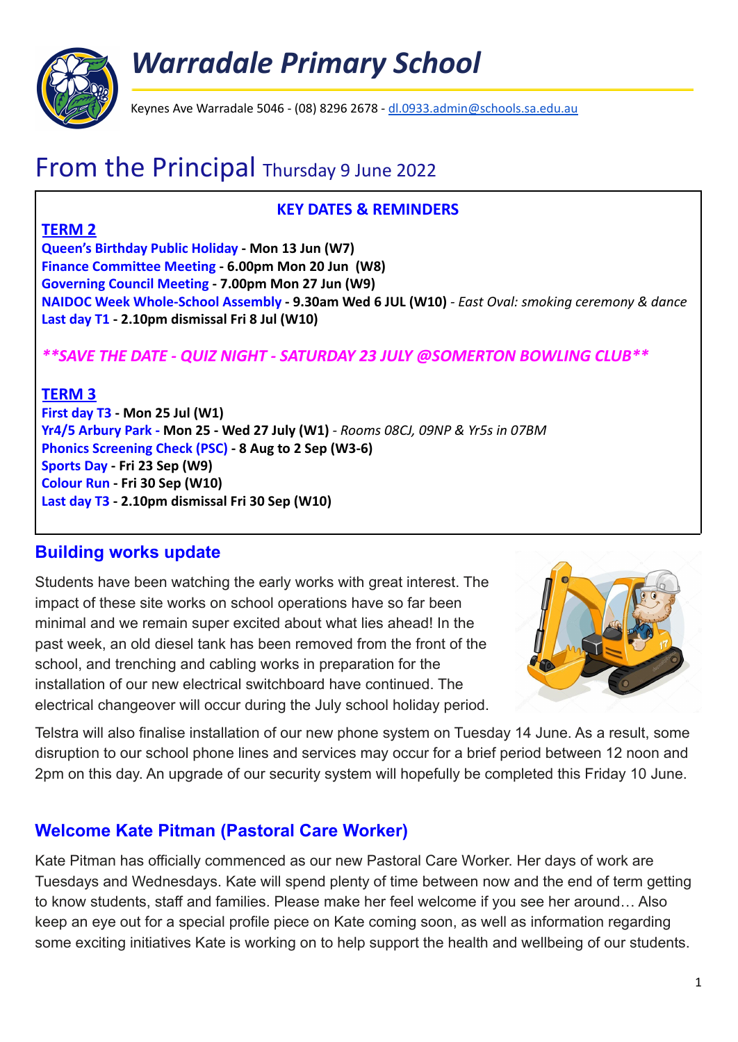# Warradale Primary School

Keynes Ave Warradale 5046 - (08) 8296 2678 - dl.0933.admin@schools.sa.edu.au

# From the Principal Thursday 9 June 2022

**KEY DATES & REMINDERS**

**TERM 2**

**Queen's Birthday Public Holiday - Mon 13 Jun (W7)**
**Finance Committee Meeting - 6.00pm Mon 20 Jun (W8)**
**Governing Council Meeting - 7.00pm Mon 27 Jun (W9)**
**NAIDOC Week Whole-School Assembly - 9.30am Wed 6 JUL (W10)** - *East Oval: smoking ceremony & dance*
**Last day T1 - 2.10pm dismissal Fri 8 Jul (W10)**

***\*\*SAVE THE DATE - QUIZ NIGHT - SATURDAY 23 JULY @SOMERTON BOWLING CLUB\*\****

**TERM 3**

**First day T3 - Mon 25 Jul (W1)**
**Yr4/5 Arbury Park - Mon 25 - Wed 27 July (W1)** - *Rooms 08CJ, 09NP & Yr5s in 07BM*
**Phonics Screening Check (PSC) - 8 Aug to 2 Sep (W3-6)**
**Sports Day - Fri 23 Sep (W9)**
**Colour Run - Fri 30 Sep (W10)**
**Last day T3 - 2.10pm dismissal Fri 30 Sep (W10)**

## Building works update

Students have been watching the early works with great interest. The impact of these site works on school operations have so far been minimal and we remain super excited about what lies ahead! In the past week, an old diesel tank has been removed from the front of the school, and trenching and cabling works in preparation for the installation of our new electrical switchboard have continued. The electrical changeover will occur during the July school holiday period.

Telstra will also finalise installation of our new phone system on Tuesday 14 June. As a result, some disruption to our school phone lines and services may occur for a brief period between 12 noon and 2pm on this day. An upgrade of our security system will hopefully be completed this Friday 10 June.

## Welcome Kate Pitman (Pastoral Care Worker)

Kate Pitman has officially commenced as our new Pastoral Care Worker. Her days of work are Tuesdays and Wednesdays. Kate will spend plenty of time between now and the end of term getting to know students, staff and families. Please make her feel welcome if you see her around… Also keep an eye out for a special profile piece on Kate coming soon, as well as information regarding some exciting initiatives Kate is working on to help support the health and wellbeing of our students.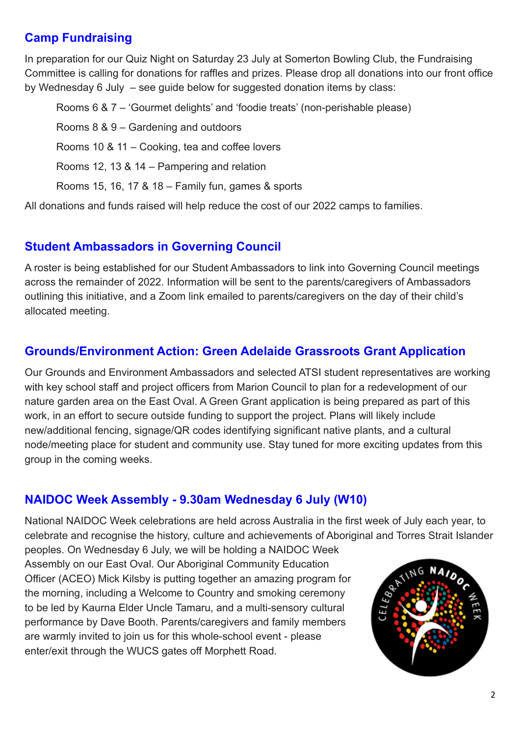## Camp Fundraising

In preparation for our Quiz Night on Saturday 23 July at Somerton Bowling Club, the Fundraising Committee is calling for donations for raffles and prizes. Please drop all donations into our front office by Wednesday 6 July – see guide below for suggested donation items by class:

Rooms 6 & 7 – 'Gourmet delights' and 'foodie treats' (non-perishable please)

Rooms 8 & 9 – Gardening and outdoors

Rooms 10 & 11 – Cooking, tea and coffee lovers

Rooms 12, 13 & 14 – Pampering and relation

Rooms 15, 16, 17 & 18 – Family fun, games & sports

All donations and funds raised will help reduce the cost of our 2022 camps to families.

## Student Ambassadors in Governing Council

A roster is being established for our Student Ambassadors to link into Governing Council meetings across the remainder of 2022. Information will be sent to the parents/caregivers of Ambassadors outlining this initiative, and a Zoom link emailed to parents/caregivers on the day of their child's allocated meeting.

## Grounds/Environment Action: Green Adelaide Grassroots Grant Application

Our Grounds and Environment Ambassadors and selected ATSI student representatives are working with key school staff and project officers from Marion Council to plan for a redevelopment of our nature garden area on the East Oval. A Green Grant application is being prepared as part of this work, in an effort to secure outside funding to support the project. Plans will likely include new/additional fencing, signage/QR codes identifying significant native plants, and a cultural node/meeting place for student and community use. Stay tuned for more exciting updates from this group in the coming weeks.

## NAIDOC Week Assembly - 9.30am Wednesday 6 July (W10)

National NAIDOC Week celebrations are held across Australia in the first week of July each year, to celebrate and recognise the history, culture and achievements of Aboriginal and Torres Strait Islander peoples. On Wednesday 6 July, we will be holding a NAIDOC Week Assembly on our East Oval. Our Aboriginal Community Education Officer (ACEO) Mick Kilsby is putting together an amazing program for the morning, including a Welcome to Country and smoking ceremony to be led by Kaurna Elder Uncle Tamaru, and a multi-sensory cultural performance by Dave Booth. Parents/caregivers and family members are warmly invited to join us for this whole-school event - please enter/exit through the WUCS gates off Morphett Road.